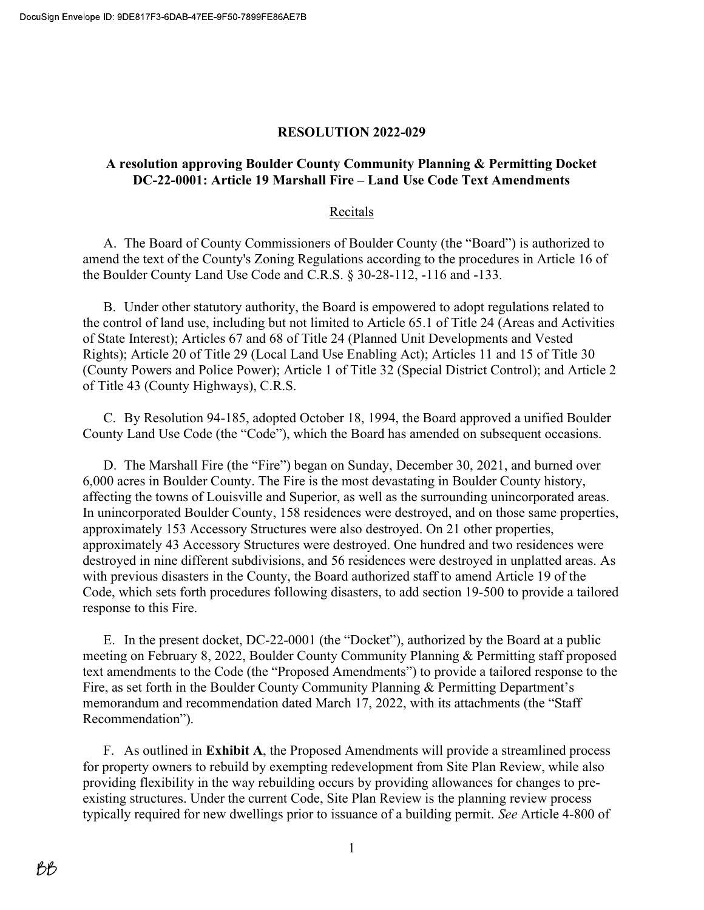# RESOLUTION 2022-029

## A resolution approving Boulder County Community Planning & Permitting Docket DC-22-0001: Article 19 Marshall Fire – Land Use Code Text Amendments

### Recitals

A. The Board of County Commissioners of Boulder County (the "Board") is authorized to amend the text of the County's Zoning Regulations according to the procedures in Article 16 of the Boulder County Land Use Code and C.R.S. § 30-28-112, -116 and -133.

B. Under other statutory authority, the Board is empowered to adopt regulations related to the control of land use, including but not limited to Article 65.1 of Title 24 (Areas and Activities of State Interest); Articles 67 and 68 of Title 24 (Planned Unit Developments and Vested Rights); Article 20 of Title 29 (Local Land Use Enabling Act); Articles 11 and 15 of Title 30 (County Powers and Police Power); Article 1 of Title 32 (Special District Control); and Article 2 of Title 43 (County Highways), C.R.S.

C. By Resolution 94-185, adopted October 18, 1994, the Board approved a unified Boulder County Land Use Code (the "Code"), which the Board has amended on subsequent occasions.

D. The Marshall Fire (the "Fire") began on Sunday, December 30, 2021, and burned over 6,000 acres in Boulder County. The Fire is the most devastating in Boulder County history, affecting the towns of Louisville and Superior, as well as the surrounding unincorporated areas. In unincorporated Boulder County, 158 residences were destroyed, and on those same properties, approximately 153 Accessory Structures were also destroyed. On 21 other properties, approximately 43 Accessory Structures were destroyed. One hundred and two residences were destroyed in nine different subdivisions, and 56 residences were destroyed in unplatted areas. As with previous disasters in the County, the Board authorized staff to amend Article 19 of the Code, which sets forth procedures following disasters, to add section 19-500 to provide a tailored response to this Fire.

E. In the present docket, DC-22-0001 (the "Docket"), authorized by the Board at a public meeting on February 8, 2022, Boulder County Community Planning & Permitting staff proposed text amendments to the Code (the "Proposed Amendments") to provide a tailored response to the Fire, as set forth in the Boulder County Community Planning & Permitting Department's memorandum and recommendation dated March 17, 2022, with its attachments (the "Staff Recommendation").

F. As outlined in **Exhibit A**, the Proposed Amendments will provide a streamlined process for property owners to rebuild by exempting redevelopment from Site Plan Review, while also providing flexibility in the way rebuilding occurs by providing allowances for changes to pre-existing structures. Under the current Code, Site Plan Review is the planning review process typically required for new dwellings prior to issuance of a building permit. *See* Article 4-800 of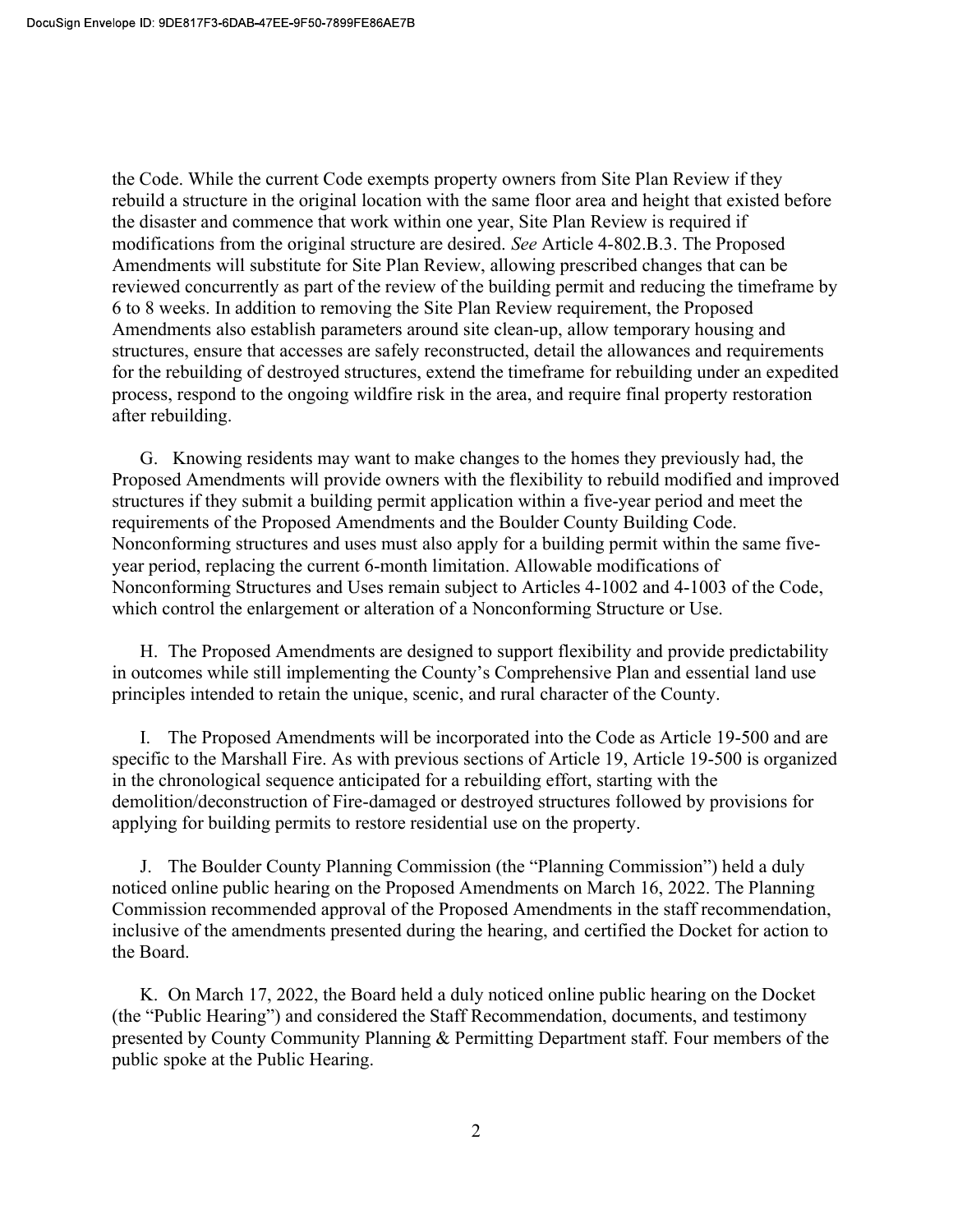the Code. While the current Code exempts property owners from Site Plan Review if they rebuild a structure in the original location with the same floor area and height that existed before the disaster and commence that work within one year, Site Plan Review is required if modifications from the original structure are desired. *See* Article 4-802.B.3. The Proposed Amendments will substitute for Site Plan Review, allowing prescribed changes that can be reviewed concurrently as part of the review of the building permit and reducing the timeframe by 6 to 8 weeks. In addition to removing the Site Plan Review requirement, the Proposed Amendments also establish parameters around site clean-up, allow temporary housing and structures, ensure that accesses are safely reconstructed, detail the allowances and requirements for the rebuilding of destroyed structures, extend the timeframe for rebuilding under an expedited process, respond to the ongoing wildfire risk in the area, and require final property restoration after rebuilding.

G. Knowing residents may want to make changes to the homes they previously had, the Proposed Amendments will provide owners with the flexibility to rebuild modified and improved structures if they submit a building permit application within a five-year period and meet the requirements of the Proposed Amendments and the Boulder County Building Code. Nonconforming structures and uses must also apply for a building permit within the same five-year period, replacing the current 6-month limitation. Allowable modifications of Nonconforming Structures and Uses remain subject to Articles 4-1002 and 4-1003 of the Code, which control the enlargement or alteration of a Nonconforming Structure or Use.

H. The Proposed Amendments are designed to support flexibility and provide predictability in outcomes while still implementing the County's Comprehensive Plan and essential land use principles intended to retain the unique, scenic, and rural character of the County.

I. The Proposed Amendments will be incorporated into the Code as Article 19-500 and are specific to the Marshall Fire. As with previous sections of Article 19, Article 19-500 is organized in the chronological sequence anticipated for a rebuilding effort, starting with the demolition/deconstruction of Fire-damaged or destroyed structures followed by provisions for applying for building permits to restore residential use on the property.

J. The Boulder County Planning Commission (the "Planning Commission") held a duly noticed online public hearing on the Proposed Amendments on March 16, 2022. The Planning Commission recommended approval of the Proposed Amendments in the staff recommendation, inclusive of the amendments presented during the hearing, and certified the Docket for action to the Board.

K. On March 17, 2022, the Board held a duly noticed online public hearing on the Docket (the "Public Hearing") and considered the Staff Recommendation, documents, and testimony presented by County Community Planning & Permitting Department staff. Four members of the public spoke at the Public Hearing.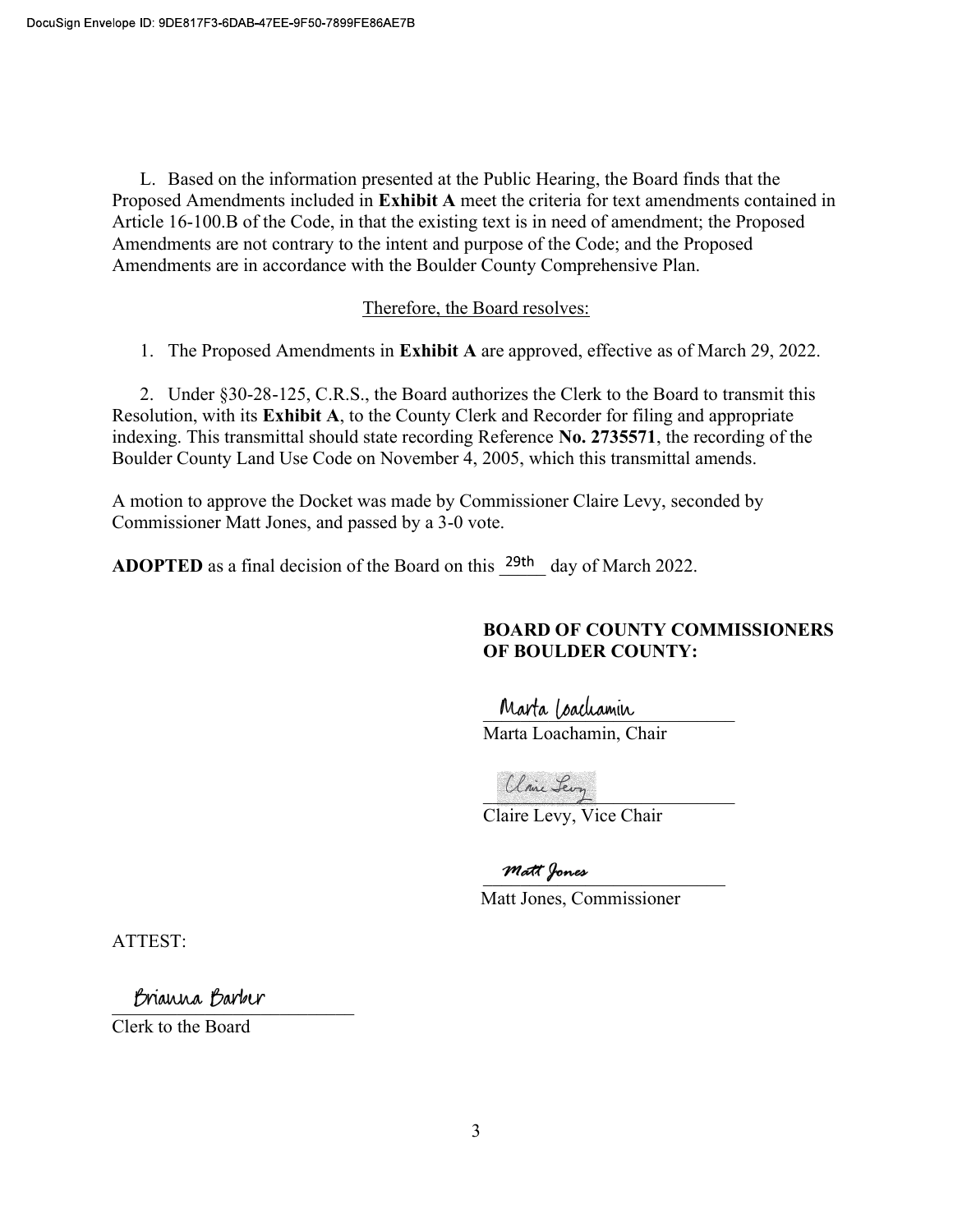L. Based on the information presented at the Public Hearing, the Board finds that the Proposed Amendments included in **Exhibit A** meet the criteria for text amendments contained in Article 16-100.B of the Code, in that the existing text is in need of amendment; the Proposed Amendments are not contrary to the intent and purpose of the Code; and the Proposed Amendments are in accordance with the Boulder County Comprehensive Plan.

Therefore, the Board resolves:

1. The Proposed Amendments in **Exhibit A** are approved, effective as of March 29, 2022.

2. Under §30-28-125, C.R.S., the Board authorizes the Clerk to the Board to transmit this Resolution, with its **Exhibit A**, to the County Clerk and Recorder for filing and appropriate indexing. This transmittal should state recording Reference **No. 2735571**, the recording of the Boulder County Land Use Code on November 4, 2005, which this transmittal amends.

A motion to approve the Docket was made by Commissioner Claire Levy, seconded by Commissioner Matt Jones, and passed by a 3-0 vote.

**ADOPTED** as a final decision of the Board on this 29th day of March 2022.

**BOARD OF COUNTY COMMISSIONERS OF BOULDER COUNTY:**

Marta Loachamin
Marta Loachamin, Chair

Claire Levy
Claire Levy, Vice Chair

Matt Jones
Matt Jones, Commissioner

ATTEST:

Brianna Barber
Clerk to the Board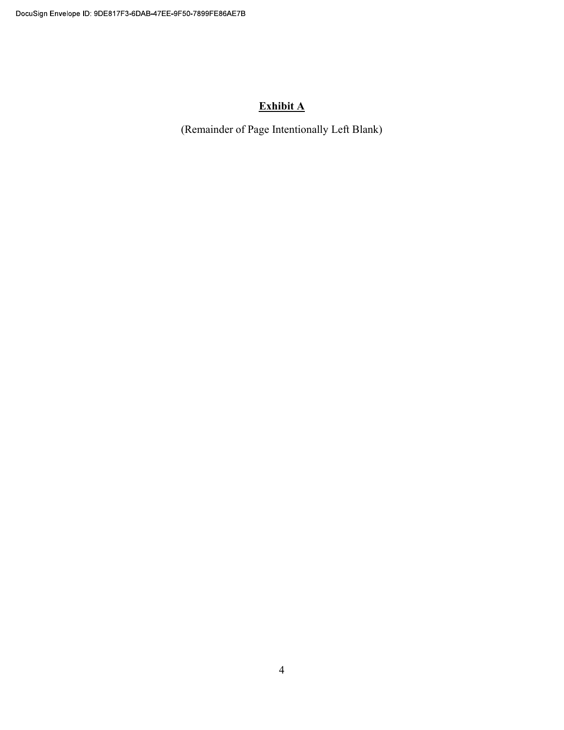**Exhibit A**

(Remainder of Page Intentionally Left Blank)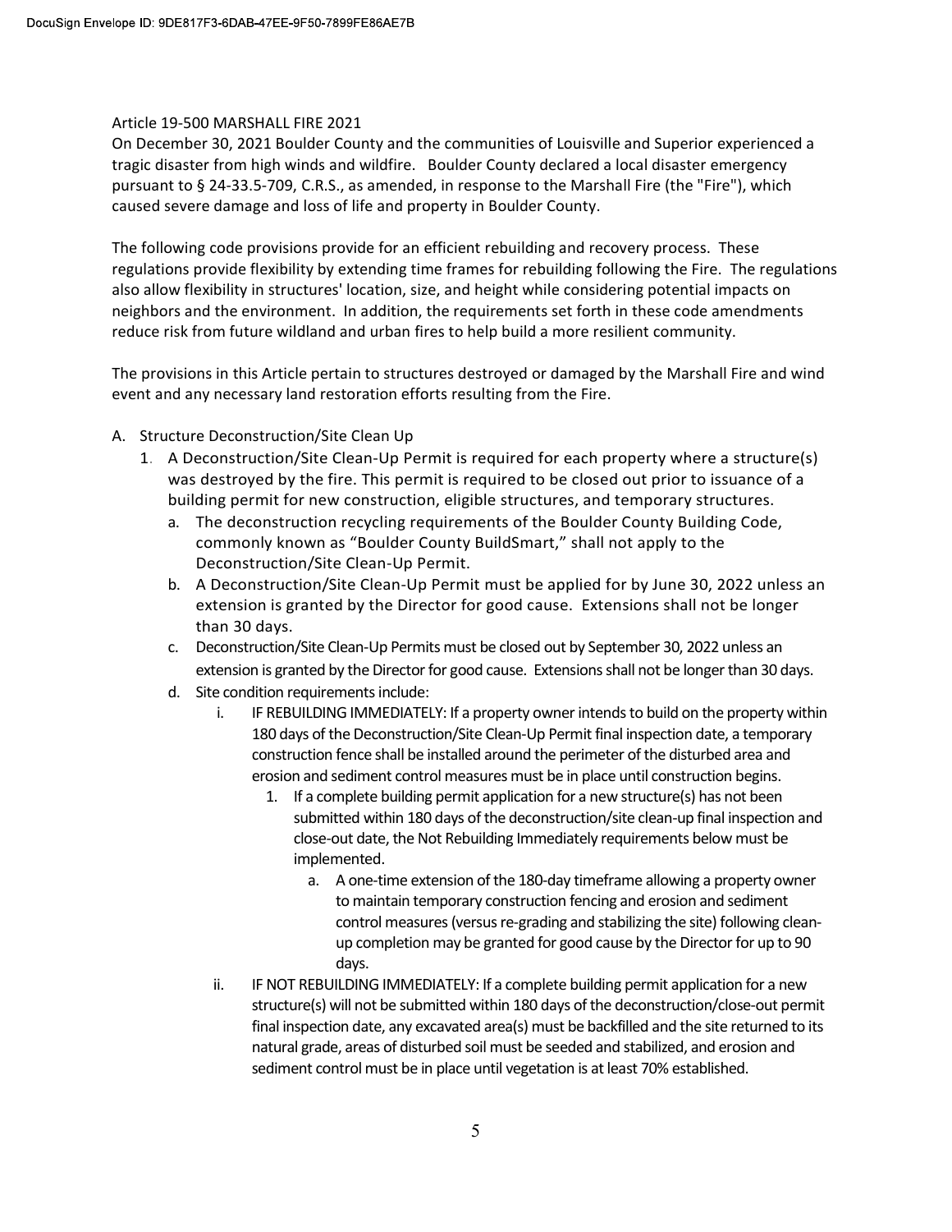## Article 19-500 MARSHALL FIRE 2021

On December 30, 2021 Boulder County and the communities of Louisville and Superior experienced a tragic disaster from high winds and wildfire. Boulder County declared a local disaster emergency pursuant to § 24-33.5-709, C.R.S., as amended, in response to the Marshall Fire (the "Fire"), which caused severe damage and loss of life and property in Boulder County.

The following code provisions provide for an efficient rebuilding and recovery process. These regulations provide flexibility by extending time frames for rebuilding following the Fire. The regulations also allow flexibility in structures' location, size, and height while considering potential impacts on neighbors and the environment. In addition, the requirements set forth in these code amendments reduce risk from future wildland and urban fires to help build a more resilient community.

The provisions in this Article pertain to structures destroyed or damaged by the Marshall Fire and wind event and any necessary land restoration efforts resulting from the Fire.

A. Structure Deconstruction/Site Clean Up
   1. A Deconstruction/Site Clean-Up Permit is required for each property where a structure(s) was destroyed by the fire. This permit is required to be closed out prior to issuance of a building permit for new construction, eligible structures, and temporary structures.
      a. The deconstruction recycling requirements of the Boulder County Building Code, commonly known as "Boulder County BuildSmart," shall not apply to the Deconstruction/Site Clean-Up Permit.
      b. A Deconstruction/Site Clean-Up Permit must be applied for by June 30, 2022 unless an extension is granted by the Director for good cause. Extensions shall not be longer than 30 days.
      c. Deconstruction/Site Clean-Up Permits must be closed out by September 30, 2022 unless an extension is granted by the Director for good cause. Extensions shall not be longer than 30 days.
      d. Site condition requirements include:
         i. IF REBUILDING IMMEDIATELY: If a property owner intends to build on the property within 180 days of the Deconstruction/Site Clean-Up Permit final inspection date, a temporary construction fence shall be installed around the perimeter of the disturbed area and erosion and sediment control measures must be in place until construction begins.
            1. If a complete building permit application for a new structure(s) has not been submitted within 180 days of the deconstruction/site clean-up final inspection and close-out date, the Not Rebuilding Immediately requirements below must be implemented.
               a. A one-time extension of the 180-day timeframe allowing a property owner to maintain temporary construction fencing and erosion and sediment control measures (versus re-grading and stabilizing the site) following clean-up completion may be granted for good cause by the Director for up to 90 days.
         ii. IF NOT REBUILDING IMMEDIATELY: If a complete building permit application for a new structure(s) will not be submitted within 180 days of the deconstruction/close-out permit final inspection date, any excavated area(s) must be backfilled and the site returned to its natural grade, areas of disturbed soil must be seeded and stabilized, and erosion and sediment control must be in place until vegetation is at least 70% established.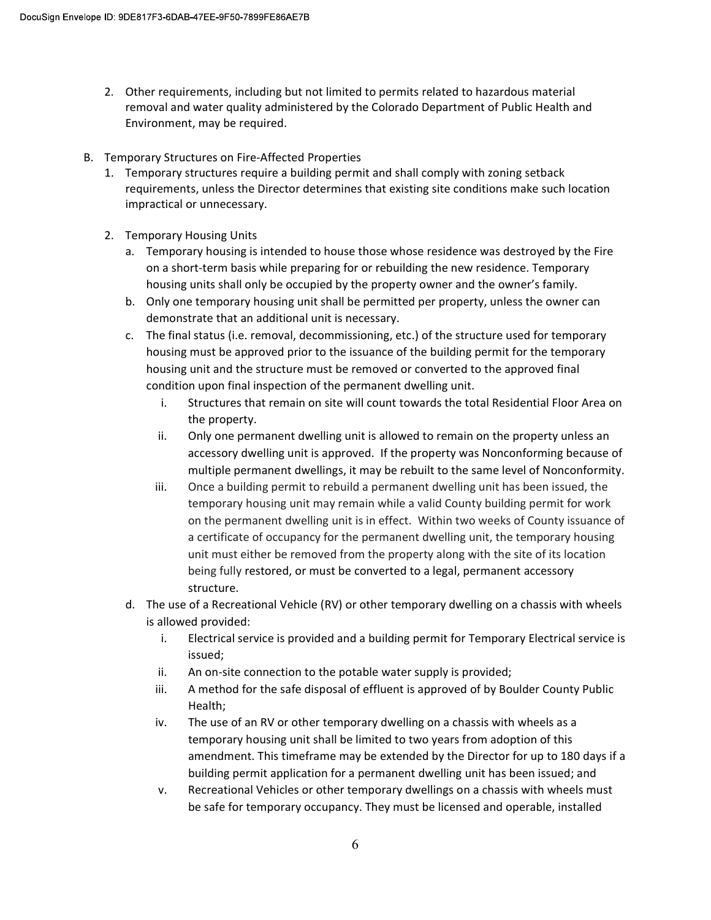2. Other requirements, including but not limited to permits related to hazardous material removal and water quality administered by the Colorado Department of Public Health and Environment, may be required.

B. Temporary Structures on Fire-Affected Properties

1. Temporary structures require a building permit and shall comply with zoning setback requirements, unless the Director determines that existing site conditions make such location impractical or unnecessary.

2. Temporary Housing Units

   a. Temporary housing is intended to house those whose residence was destroyed by the Fire on a short-term basis while preparing for or rebuilding the new residence. Temporary housing units shall only be occupied by the property owner and the owner's family.

   b. Only one temporary housing unit shall be permitted per property, unless the owner can demonstrate that an additional unit is necessary.

   c. The final status (i.e. removal, decommissioning, etc.) of the structure used for temporary housing must be approved prior to the issuance of the building permit for the temporary housing unit and the structure must be removed or converted to the approved final condition upon final inspection of the permanent dwelling unit.

      i. Structures that remain on site will count towards the total Residential Floor Area on the property.

      ii. Only one permanent dwelling unit is allowed to remain on the property unless an accessory dwelling unit is approved. If the property was Nonconforming because of multiple permanent dwellings, it may be rebuilt to the same level of Nonconformity.

      iii. Once a building permit to rebuild a permanent dwelling unit has been issued, the temporary housing unit may remain while a valid County building permit for work on the permanent dwelling unit is in effect. Within two weeks of County issuance of a certificate of occupancy for the permanent dwelling unit, the temporary housing unit must either be removed from the property along with the site of its location being fully restored, or must be converted to a legal, permanent accessory structure.

   d. The use of a Recreational Vehicle (RV) or other temporary dwelling on a chassis with wheels is allowed provided:

      i. Electrical service is provided and a building permit for Temporary Electrical service is issued;

      ii. An on-site connection to the potable water supply is provided;

      iii. A method for the safe disposal of effluent is approved of by Boulder County Public Health;

      iv. The use of an RV or other temporary dwelling on a chassis with wheels as a temporary housing unit shall be limited to two years from adoption of this amendment. This timeframe may be extended by the Director for up to 180 days if a building permit application for a permanent dwelling unit has been issued; and

      v. Recreational Vehicles or other temporary dwellings on a chassis with wheels must be safe for temporary occupancy. They must be licensed and operable, installed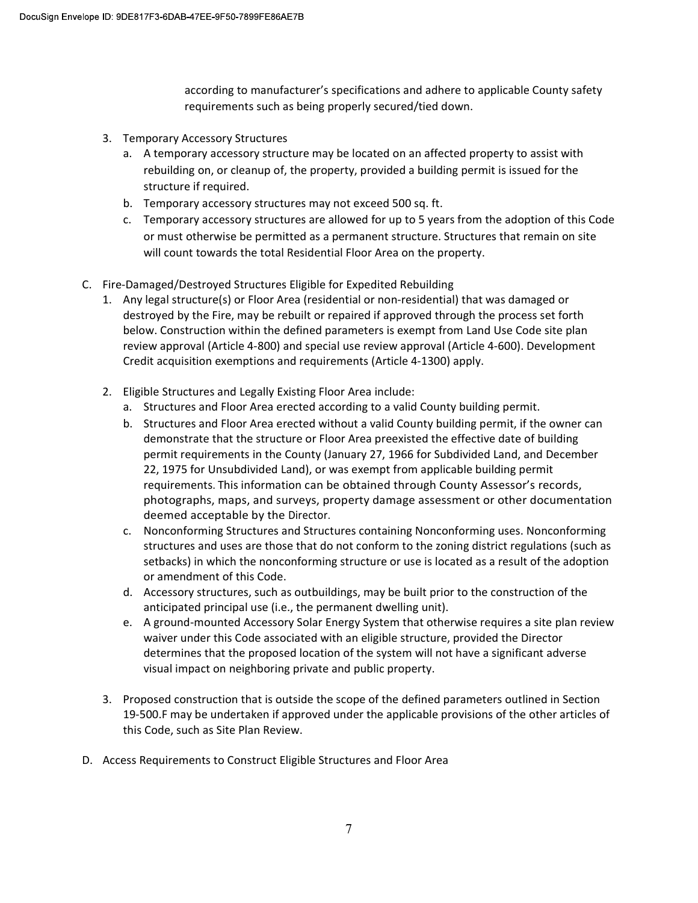according to manufacturer's specifications and adhere to applicable County safety requirements such as being properly secured/tied down.

3. Temporary Accessory Structures
   a. A temporary accessory structure may be located on an affected property to assist with rebuilding on, or cleanup of, the property, provided a building permit is issued for the structure if required.
   b. Temporary accessory structures may not exceed 500 sq. ft.
   c. Temporary accessory structures are allowed for up to 5 years from the adoption of this Code or must otherwise be permitted as a permanent structure. Structures that remain on site will count towards the total Residential Floor Area on the property.

C. Fire-Damaged/Destroyed Structures Eligible for Expedited Rebuilding
   1. Any legal structure(s) or Floor Area (residential or non-residential) that was damaged or destroyed by the Fire, may be rebuilt or repaired if approved through the process set forth below. Construction within the defined parameters is exempt from Land Use Code site plan review approval (Article 4-800) and special use review approval (Article 4-600). Development Credit acquisition exemptions and requirements (Article 4-1300) apply.

   2. Eligible Structures and Legally Existing Floor Area include:
      a. Structures and Floor Area erected according to a valid County building permit.
      b. Structures and Floor Area erected without a valid County building permit, if the owner can demonstrate that the structure or Floor Area preexisted the effective date of building permit requirements in the County (January 27, 1966 for Subdivided Land, and December 22, 1975 for Unsubdivided Land), or was exempt from applicable building permit requirements. This information can be obtained through County Assessor's records, photographs, maps, and surveys, property damage assessment or other documentation deemed acceptable by the Director.
      c. Nonconforming Structures and Structures containing Nonconforming uses. Nonconforming structures and uses are those that do not conform to the zoning district regulations (such as setbacks) in which the nonconforming structure or use is located as a result of the adoption or amendment of this Code.
      d. Accessory structures, such as outbuildings, may be built prior to the construction of the anticipated principal use (i.e., the permanent dwelling unit).
      e. A ground-mounted Accessory Solar Energy System that otherwise requires a site plan review waiver under this Code associated with an eligible structure, provided the Director determines that the proposed location of the system will not have a significant adverse visual impact on neighboring private and public property.

   3. Proposed construction that is outside the scope of the defined parameters outlined in Section 19-500.F may be undertaken if approved under the applicable provisions of the other articles of this Code, such as Site Plan Review.

D. Access Requirements to Construct Eligible Structures and Floor Area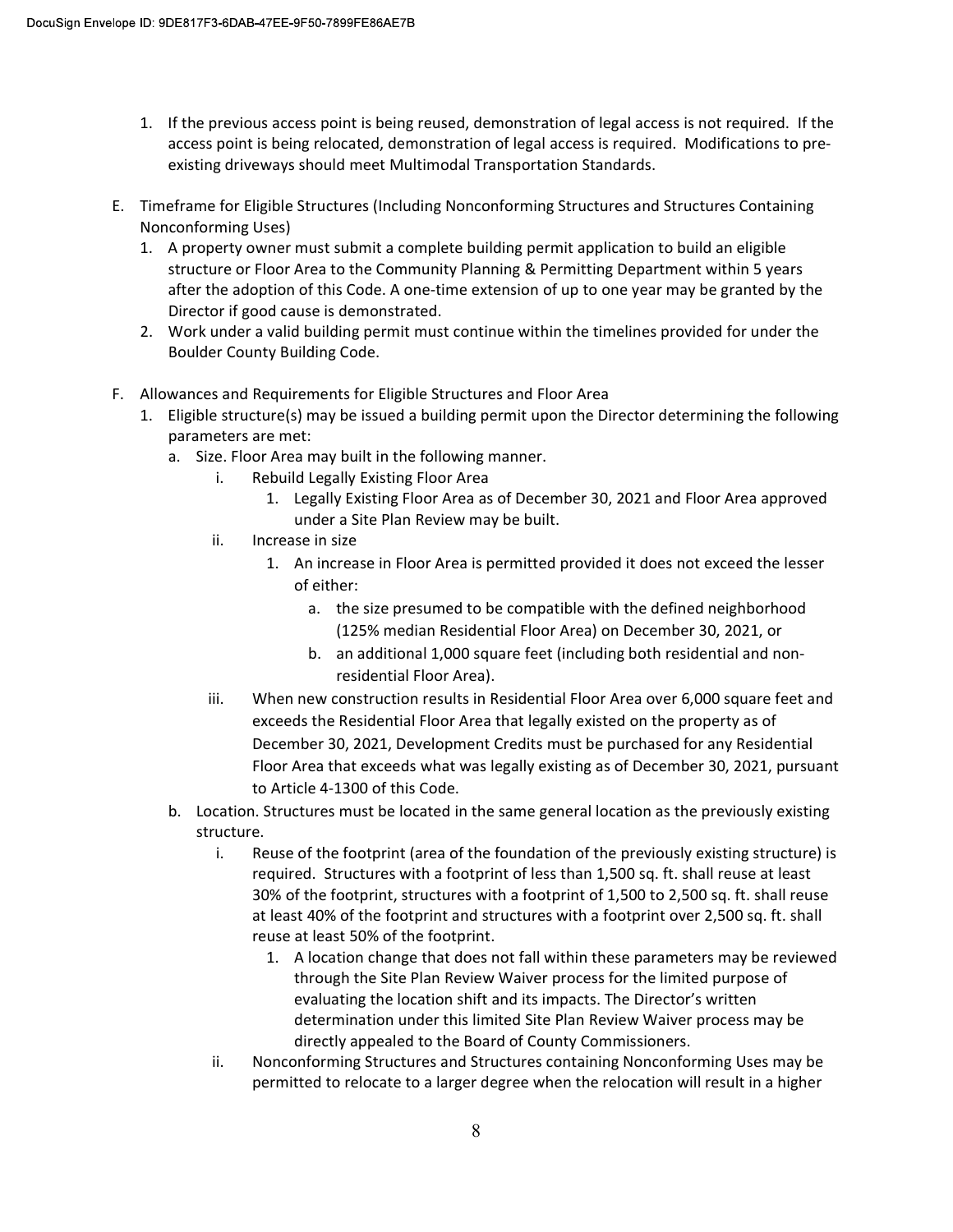1. If the previous access point is being reused, demonstration of legal access is not required. If the access point is being relocated, demonstration of legal access is required. Modifications to pre-existing driveways should meet Multimodal Transportation Standards.

E. Timeframe for Eligible Structures (Including Nonconforming Structures and Structures Containing Nonconforming Uses)
   1. A property owner must submit a complete building permit application to build an eligible structure or Floor Area to the Community Planning & Permitting Department within 5 years after the adoption of this Code. A one-time extension of up to one year may be granted by the Director if good cause is demonstrated.
   2. Work under a valid building permit must continue within the timelines provided for under the Boulder County Building Code.

F. Allowances and Requirements for Eligible Structures and Floor Area
   1. Eligible structure(s) may be issued a building permit upon the Director determining the following parameters are met:
      a. Size. Floor Area may built in the following manner.
         i. Rebuild Legally Existing Floor Area
            1. Legally Existing Floor Area as of December 30, 2021 and Floor Area approved under a Site Plan Review may be built.
         ii. Increase in size
            1. An increase in Floor Area is permitted provided it does not exceed the lesser of either:
               a. the size presumed to be compatible with the defined neighborhood (125% median Residential Floor Area) on December 30, 2021, or
               b. an additional 1,000 square feet (including both residential and non-residential Floor Area).
         iii. When new construction results in Residential Floor Area over 6,000 square feet and exceeds the Residential Floor Area that legally existed on the property as of December 30, 2021, Development Credits must be purchased for any Residential Floor Area that exceeds what was legally existing as of December 30, 2021, pursuant to Article 4-1300 of this Code.
      b. Location. Structures must be located in the same general location as the previously existing structure.
         i. Reuse of the footprint (area of the foundation of the previously existing structure) is required. Structures with a footprint of less than 1,500 sq. ft. shall reuse at least 30% of the footprint, structures with a footprint of 1,500 to 2,500 sq. ft. shall reuse at least 40% of the footprint and structures with a footprint over 2,500 sq. ft. shall reuse at least 50% of the footprint.
            1. A location change that does not fall within these parameters may be reviewed through the Site Plan Review Waiver process for the limited purpose of evaluating the location shift and its impacts. The Director's written determination under this limited Site Plan Review Waiver process may be directly appealed to the Board of County Commissioners.
         ii. Nonconforming Structures and Structures containing Nonconforming Uses may be permitted to relocate to a larger degree when the relocation will result in a higher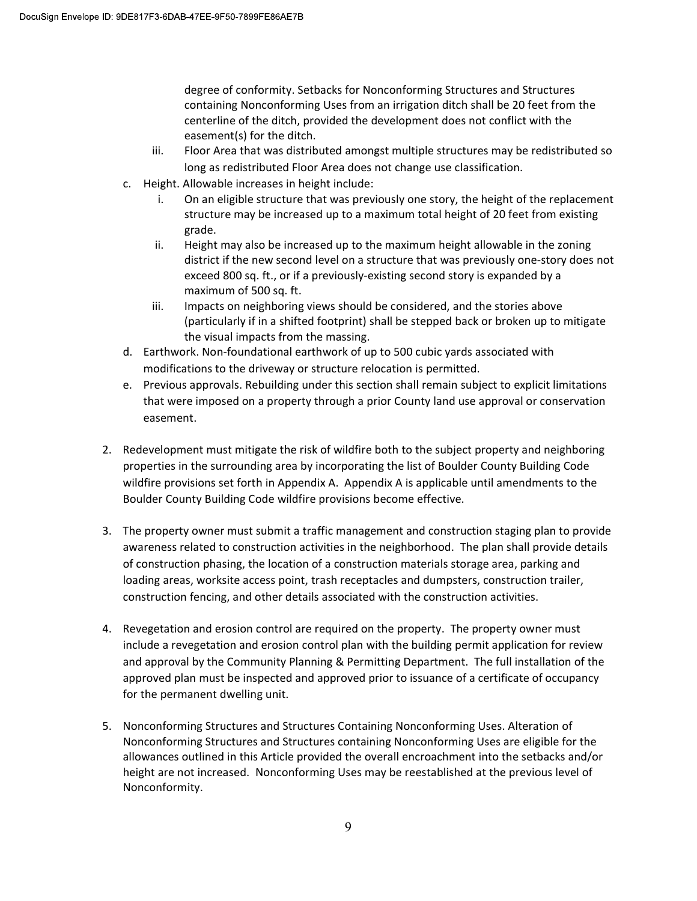degree of conformity. Setbacks for Nonconforming Structures and Structures containing Nonconforming Uses from an irrigation ditch shall be 20 feet from the centerline of the ditch, provided the development does not conflict with the easement(s) for the ditch.

   iii. Floor Area that was distributed amongst multiple structures may be redistributed so long as redistributed Floor Area does not change use classification.

c. Height. Allowable increases in height include:
   i. On an eligible structure that was previously one story, the height of the replacement structure may be increased up to a maximum total height of 20 feet from existing grade.
   ii. Height may also be increased up to the maximum height allowable in the zoning district if the new second level on a structure that was previously one-story does not exceed 800 sq. ft., or if a previously-existing second story is expanded by a maximum of 500 sq. ft.
   iii. Impacts on neighboring views should be considered, and the stories above (particularly if in a shifted footprint) shall be stepped back or broken up to mitigate the visual impacts from the massing.

d. Earthwork. Non-foundational earthwork of up to 500 cubic yards associated with modifications to the driveway or structure relocation is permitted.

e. Previous approvals. Rebuilding under this section shall remain subject to explicit limitations that were imposed on a property through a prior County land use approval or conservation easement.

2. Redevelopment must mitigate the risk of wildfire both to the subject property and neighboring properties in the surrounding area by incorporating the list of Boulder County Building Code wildfire provisions set forth in Appendix A. Appendix A is applicable until amendments to the Boulder County Building Code wildfire provisions become effective.

3. The property owner must submit a traffic management and construction staging plan to provide awareness related to construction activities in the neighborhood. The plan shall provide details of construction phasing, the location of a construction materials storage area, parking and loading areas, worksite access point, trash receptacles and dumpsters, construction trailer, construction fencing, and other details associated with the construction activities.

4. Revegetation and erosion control are required on the property. The property owner must include a revegetation and erosion control plan with the building permit application for review and approval by the Community Planning & Permitting Department. The full installation of the approved plan must be inspected and approved prior to issuance of a certificate of occupancy for the permanent dwelling unit.

5. Nonconforming Structures and Structures Containing Nonconforming Uses. Alteration of Nonconforming Structures and Structures containing Nonconforming Uses are eligible for the allowances outlined in this Article provided the overall encroachment into the setbacks and/or height are not increased. Nonconforming Uses may be reestablished at the previous level of Nonconformity.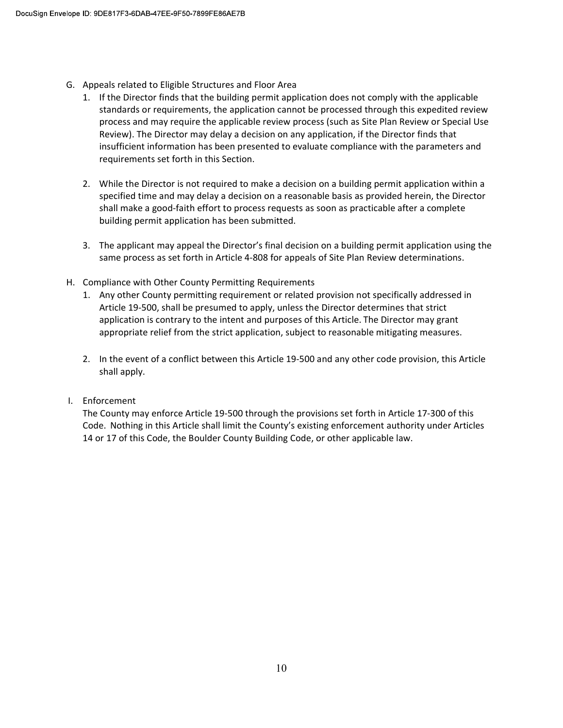G. Appeals related to Eligible Structures and Floor Area

1. If the Director finds that the building permit application does not comply with the applicable standards or requirements, the application cannot be processed through this expedited review process and may require the applicable review process (such as Site Plan Review or Special Use Review). The Director may delay a decision on any application, if the Director finds that insufficient information has been presented to evaluate compliance with the parameters and requirements set forth in this Section.

2. While the Director is not required to make a decision on a building permit application within a specified time and may delay a decision on a reasonable basis as provided herein, the Director shall make a good-faith effort to process requests as soon as practicable after a complete building permit application has been submitted.

3. The applicant may appeal the Director's final decision on a building permit application using the same process as set forth in Article 4-808 for appeals of Site Plan Review determinations.

H. Compliance with Other County Permitting Requirements

1. Any other County permitting requirement or related provision not specifically addressed in Article 19-500, shall be presumed to apply, unless the Director determines that strict application is contrary to the intent and purposes of this Article. The Director may grant appropriate relief from the strict application, subject to reasonable mitigating measures.

2. In the event of a conflict between this Article 19-500 and any other code provision, this Article shall apply.

I. Enforcement

The County may enforce Article 19-500 through the provisions set forth in Article 17-300 of this Code. Nothing in this Article shall limit the County's existing enforcement authority under Articles 14 or 17 of this Code, the Boulder County Building Code, or other applicable law.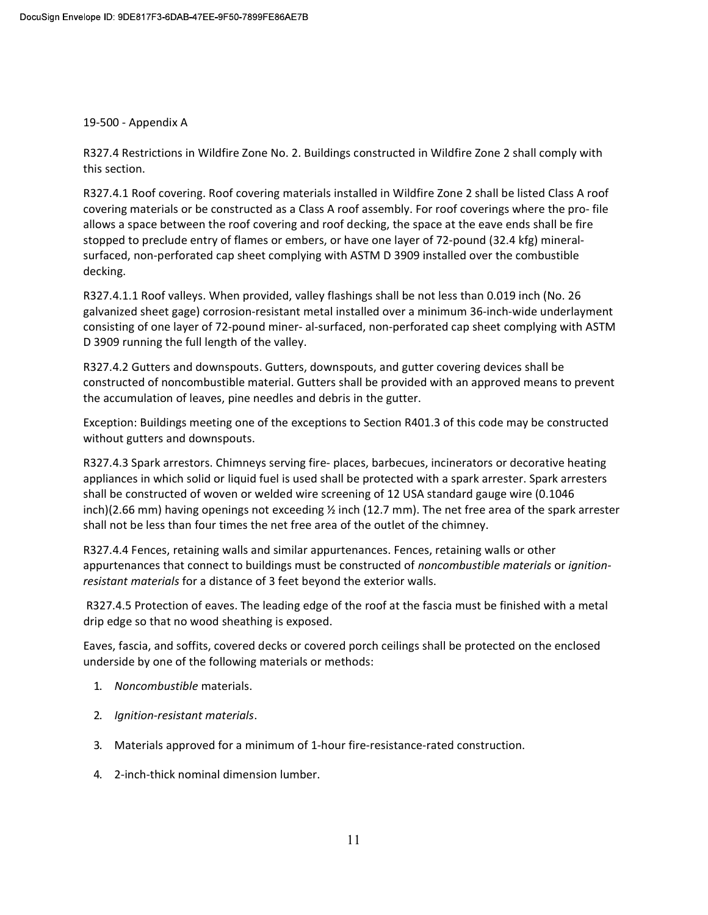19-500 - Appendix A

R327.4 Restrictions in Wildfire Zone No. 2. Buildings constructed in Wildfire Zone 2 shall comply with this section.

R327.4.1 Roof covering. Roof covering materials installed in Wildfire Zone 2 shall be listed Class A roof covering materials or be constructed as a Class A roof assembly. For roof coverings where the pro- file allows a space between the roof covering and roof decking, the space at the eave ends shall be fire stopped to preclude entry of flames or embers, or have one layer of 72-pound (32.4 kfg) mineral-surfaced, non-perforated cap sheet complying with ASTM D 3909 installed over the combustible decking.

R327.4.1.1 Roof valleys. When provided, valley flashings shall be not less than 0.019 inch (No. 26 galvanized sheet gage) corrosion-resistant metal installed over a minimum 36-inch-wide underlayment consisting of one layer of 72-pound miner- al-surfaced, non-perforated cap sheet complying with ASTM D 3909 running the full length of the valley.

R327.4.2 Gutters and downspouts. Gutters, downspouts, and gutter covering devices shall be constructed of noncombustible material. Gutters shall be provided with an approved means to prevent the accumulation of leaves, pine needles and debris in the gutter.

Exception: Buildings meeting one of the exceptions to Section R401.3 of this code may be constructed without gutters and downspouts.

R327.4.3 Spark arrestors. Chimneys serving fire- places, barbecues, incinerators or decorative heating appliances in which solid or liquid fuel is used shall be protected with a spark arrester. Spark arresters shall be constructed of woven or welded wire screening of 12 USA standard gauge wire (0.1046 inch)(2.66 mm) having openings not exceeding ½ inch (12.7 mm). The net free area of the spark arrester shall not be less than four times the net free area of the outlet of the chimney.

R327.4.4 Fences, retaining walls and similar appurtenances. Fences, retaining walls or other appurtenances that connect to buildings must be constructed of *noncombustible materials* or *ignition-resistant materials* for a distance of 3 feet beyond the exterior walls.

R327.4.5 Protection of eaves. The leading edge of the roof at the fascia must be finished with a metal drip edge so that no wood sheathing is exposed.

Eaves, fascia, and soffits, covered decks or covered porch ceilings shall be protected on the enclosed underside by one of the following materials or methods:

1. *Noncombustible* materials.
2. *Ignition-resistant materials*.
3. Materials approved for a minimum of 1-hour fire-resistance-rated construction.
4. 2-inch-thick nominal dimension lumber.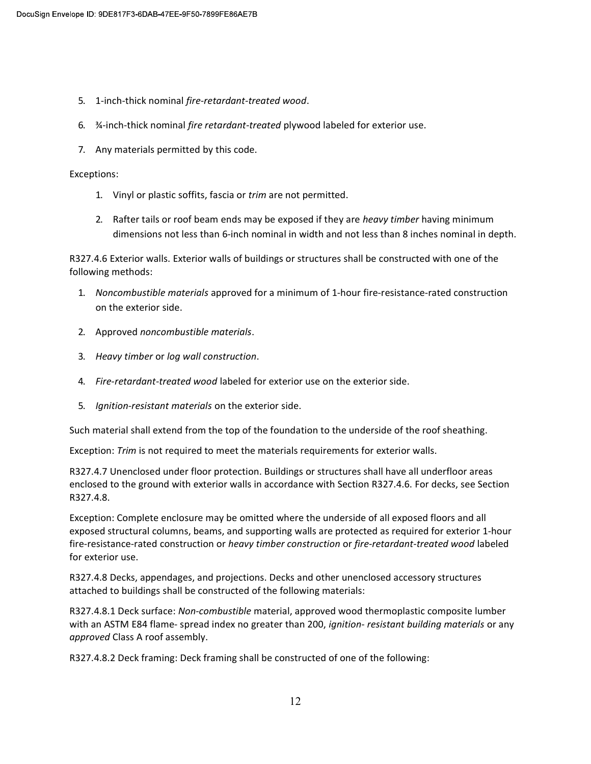5. 1-inch-thick nominal *fire-retardant-treated wood*.
6. ¾-inch-thick nominal *fire retardant-treated* plywood labeled for exterior use.
7. Any materials permitted by this code.

Exceptions:

1. Vinyl or plastic soffits, fascia or *trim* are not permitted.
2. Rafter tails or roof beam ends may be exposed if they are *heavy timber* having minimum dimensions not less than 6-inch nominal in width and not less than 8 inches nominal in depth.

R327.4.6 Exterior walls. Exterior walls of buildings or structures shall be constructed with one of the following methods:

1. *Noncombustible materials* approved for a minimum of 1-hour fire-resistance-rated construction on the exterior side.
2. Approved *noncombustible materials*.
3. *Heavy timber* or *log wall construction*.
4. *Fire-retardant-treated wood* labeled for exterior use on the exterior side.
5. *Ignition-resistant materials* on the exterior side.

Such material shall extend from the top of the foundation to the underside of the roof sheathing.

Exception: *Trim* is not required to meet the materials requirements for exterior walls.

R327.4.7 Unenclosed under floor protection. Buildings or structures shall have all underfloor areas enclosed to the ground with exterior walls in accordance with Section R327.4.6. For decks, see Section R327.4.8.

Exception: Complete enclosure may be omitted where the underside of all exposed floors and all exposed structural columns, beams, and supporting walls are protected as required for exterior 1-hour fire-resistance-rated construction or *heavy timber construction* or *fire-retardant-treated wood* labeled for exterior use.

R327.4.8 Decks, appendages, and projections. Decks and other unenclosed accessory structures attached to buildings shall be constructed of the following materials:

R327.4.8.1 Deck surface: *Non-combustible* material, approved wood thermoplastic composite lumber with an ASTM E84 flame- spread index no greater than 200, *ignition- resistant building materials* or any *approved* Class A roof assembly.

R327.4.8.2 Deck framing: Deck framing shall be constructed of one of the following: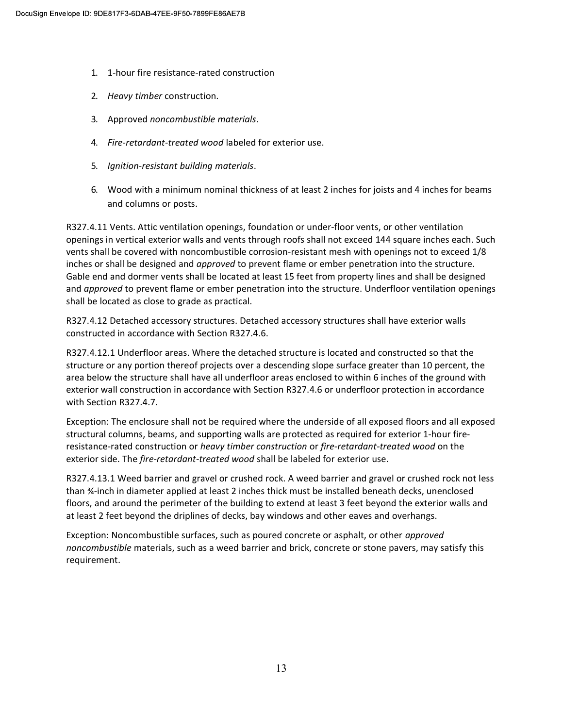1. 1-hour fire resistance-rated construction
2. *Heavy timber* construction.
3. Approved *noncombustible materials*.
4. *Fire-retardant-treated wood* labeled for exterior use.
5. *Ignition-resistant building materials*.
6. Wood with a minimum nominal thickness of at least 2 inches for joists and 4 inches for beams and columns or posts.

R327.4.11 Vents. Attic ventilation openings, foundation or under-floor vents, or other ventilation openings in vertical exterior walls and vents through roofs shall not exceed 144 square inches each. Such vents shall be covered with noncombustible corrosion-resistant mesh with openings not to exceed 1/8 inches or shall be designed and *approved* to prevent flame or ember penetration into the structure. Gable end and dormer vents shall be located at least 15 feet from property lines and shall be designed and *approved* to prevent flame or ember penetration into the structure. Underfloor ventilation openings shall be located as close to grade as practical.

R327.4.12 Detached accessory structures. Detached accessory structures shall have exterior walls constructed in accordance with Section R327.4.6.

R327.4.12.1 Underfloor areas. Where the detached structure is located and constructed so that the structure or any portion thereof projects over a descending slope surface greater than 10 percent, the area below the structure shall have all underfloor areas enclosed to within 6 inches of the ground with exterior wall construction in accordance with Section R327.4.6 or underfloor protection in accordance with Section R327.4.7.

Exception: The enclosure shall not be required where the underside of all exposed floors and all exposed structural columns, beams, and supporting walls are protected as required for exterior 1-hour fire-resistance-rated construction or *heavy timber construction* or *fire-retardant-treated wood* on the exterior side. The *fire-retardant-treated wood* shall be labeled for exterior use.

R327.4.13.1 Weed barrier and gravel or crushed rock. A weed barrier and gravel or crushed rock not less than ¾-inch in diameter applied at least 2 inches thick must be installed beneath decks, unenclosed floors, and around the perimeter of the building to extend at least 3 feet beyond the exterior walls and at least 2 feet beyond the driplines of decks, bay windows and other eaves and overhangs.

Exception: Noncombustible surfaces, such as poured concrete or asphalt, or other *approved noncombustible* materials, such as a weed barrier and brick, concrete or stone pavers, may satisfy this requirement.